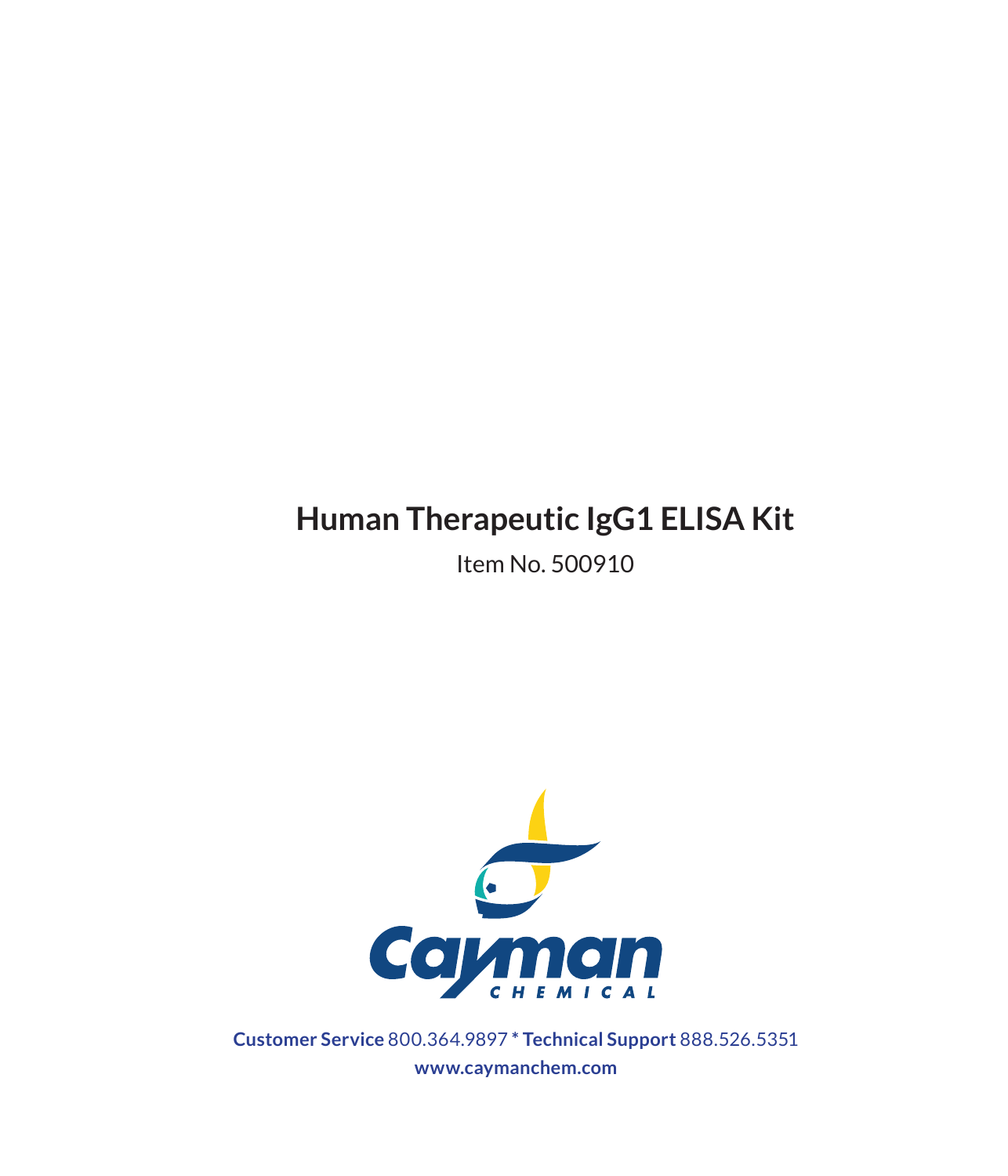# Human Therapeutic IgG1 ELISA Kit

Item No. 500910

Cayman CHEMICAL

**Customer Service** 800.364.9897 * **Technical Support** 888.526.5351

**www.caymanchem.com**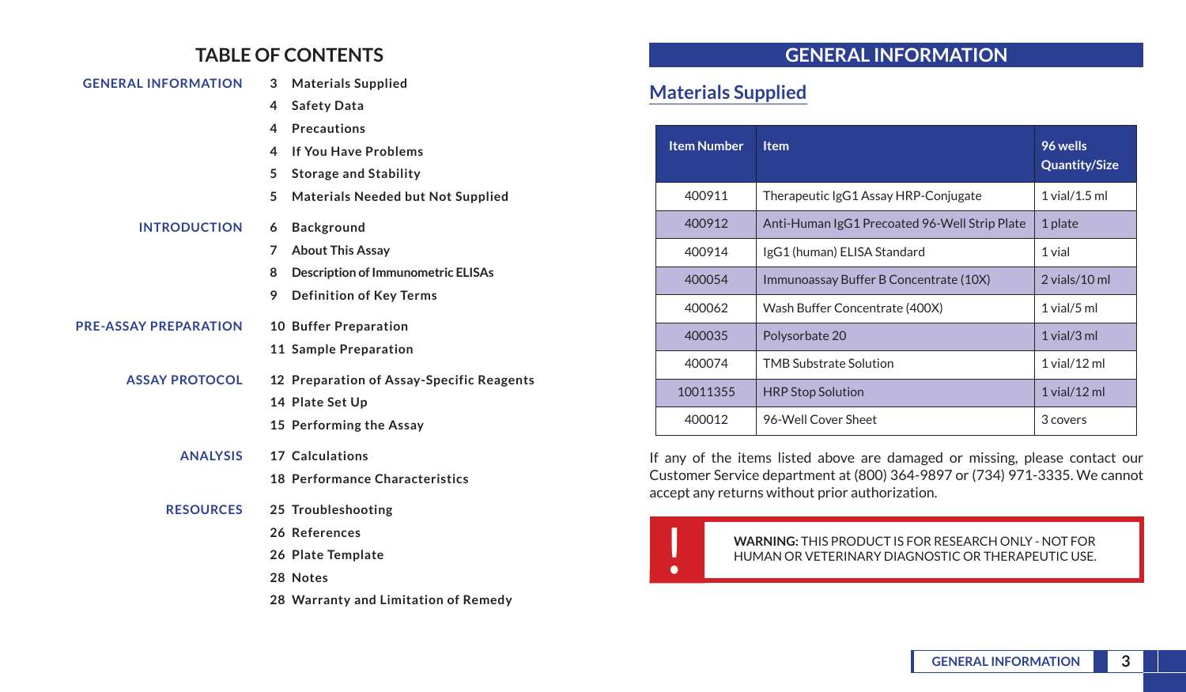## TABLE OF CONTENTS

**GENERAL INFORMATION**
- 3 Materials Supplied
- 4 Safety Data
- 4 Precautions
- 4 If You Have Problems
- 5 Storage and Stability
- 5 Materials Needed but Not Supplied

**INTRODUCTION**
- 6 Background
- 7 About This Assay
- 8 Description of Immunometric ELISAs
- 9 Definition of Key Terms

**PRE-ASSAY PREPARATION**
- 10 Buffer Preparation
- 11 Sample Preparation

**ASSAY PROTOCOL**
- 12 Preparation of Assay-Specific Reagents
- 14 Plate Set Up
- 15 Performing the Assay

**ANALYSIS**
- 17 Calculations
- 18 Performance Characteristics

**RESOURCES**
- 25 Troubleshooting
- 26 References
- 26 Plate Template
- 28 Notes
- 28 Warranty and Limitation of Remedy

# GENERAL INFORMATION

## Materials Supplied

| Item Number | Item | 96 wells Quantity/Size |
|---|---|---|
| 400911 | Therapeutic IgG1 Assay HRP-Conjugate | 1 vial/1.5 ml |
| 400912 | Anti-Human IgG1 Precoated 96-Well Strip Plate | 1 plate |
| 400914 | IgG1 (human) ELISA Standard | 1 vial |
| 400054 | Immunoassay Buffer B Concentrate (10X) | 2 vials/10 ml |
| 400062 | Wash Buffer Concentrate (400X) | 1 vial/5 ml |
| 400035 | Polysorbate 20 | 1 vial/3 ml |
| 400074 | TMB Substrate Solution | 1 vial/12 ml |
| 10011355 | HRP Stop Solution | 1 vial/12 ml |
| 400012 | 96-Well Cover Sheet | 3 covers |

If any of the items listed above are damaged or missing, please contact our Customer Service department at (800) 364-9897 or (734) 971-3335. We cannot accept any returns without prior authorization.

**WARNING:** THIS PRODUCT IS FOR RESEARCH ONLY - NOT FOR HUMAN OR VETERINARY DIAGNOSTIC OR THERAPEUTIC USE.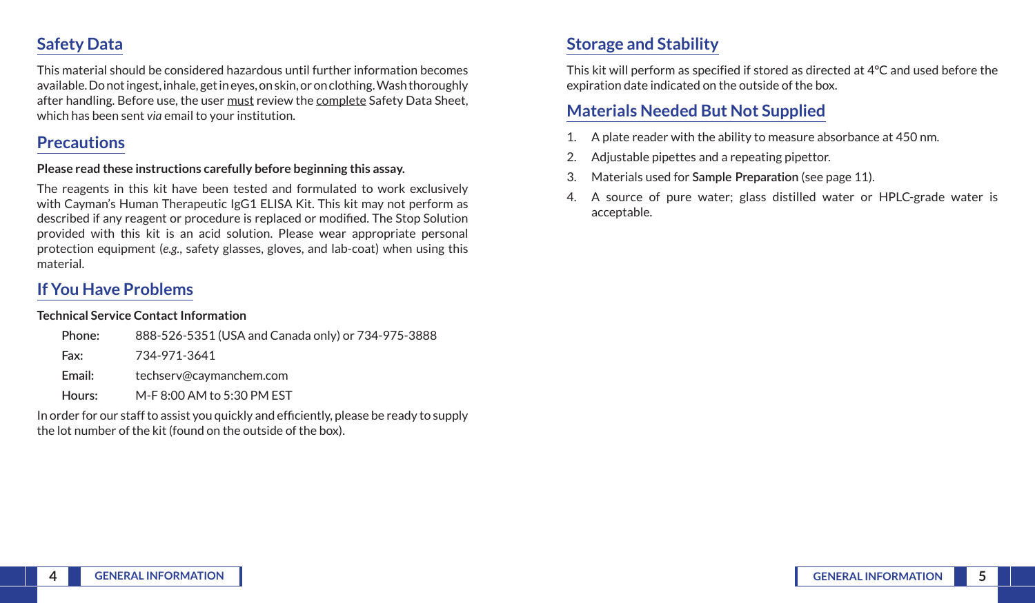## Safety Data

This material should be considered hazardous until further information becomes available. Do not ingest, inhale, get in eyes, on skin, or on clothing. Wash thoroughly after handling. Before use, the user must review the complete Safety Data Sheet, which has been sent *via* email to your institution.

## Precautions

**Please read these instructions carefully before beginning this assay.**

The reagents in this kit have been tested and formulated to work exclusively with Cayman's Human Therapeutic IgG1 ELISA Kit. This kit may not perform as described if any reagent or procedure is replaced or modified. The Stop Solution provided with this kit is an acid solution. Please wear appropriate personal protection equipment (*e.g.*, safety glasses, gloves, and lab-coat) when using this material.

## If You Have Problems

**Technical Service Contact Information**

| | |
|---|---|
| **Phone:** | 888-526-5351 (USA and Canada only) or 734-975-3888 |
| **Fax:** | 734-971-3641 |
| **Email:** | techserv@caymanchem.com |
| **Hours:** | M-F 8:00 AM to 5:30 PM EST |

In order for our staff to assist you quickly and efficiently, please be ready to supply the lot number of the kit (found on the outside of the box).

## Storage and Stability

This kit will perform as specified if stored as directed at 4°C and used before the expiration date indicated on the outside of the box.

## Materials Needed But Not Supplied

1. A plate reader with the ability to measure absorbance at 450 nm.
2. Adjustable pipettes and a repeating pipettor.
3. Materials used for **Sample Preparation** (see page 11).
4. A source of pure water; glass distilled water or HPLC-grade water is acceptable.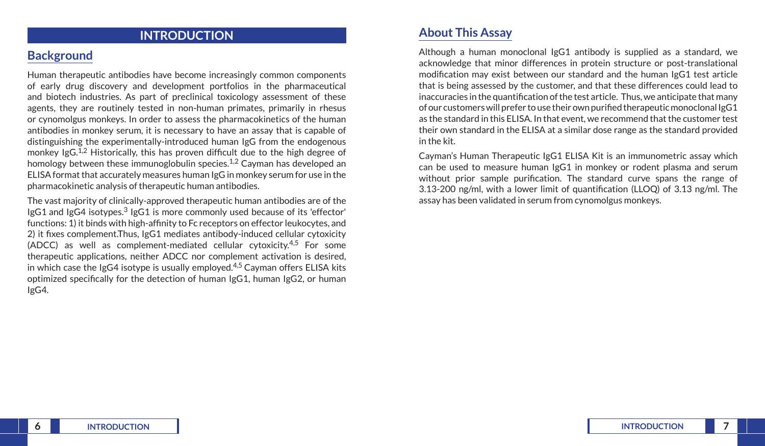# INTRODUCTION

## Background

Human therapeutic antibodies have become increasingly common components of early drug discovery and development portfolios in the pharmaceutical and biotech industries. As part of preclinical toxicology assessment of these agents, they are routinely tested in non-human primates, primarily in rhesus or cynomolgus monkeys. In order to assess the pharmacokinetics of the human antibodies in monkey serum, it is necessary to have an assay that is capable of distinguishing the experimentally-introduced human IgG from the endogenous monkey IgG.[1,2] Historically, this has proven difficult due to the high degree of homology between these immunoglobulin species.[1,2] Cayman has developed an ELISA format that accurately measures human IgG in monkey serum for use in the pharmacokinetic analysis of therapeutic human antibodies.

The vast majority of clinically-approved therapeutic human antibodies are of the IgG1 and IgG4 isotypes.[3] IgG1 is more commonly used because of its 'effector' functions: 1) it binds with high-affinity to Fc receptors on effector leukocytes, and 2) it fixes complement.Thus, IgG1 mediates antibody-induced cellular cytoxicity (ADCC) as well as complement-mediated cellular cytoxicity.[4,5] For some therapeutic applications, neither ADCC nor complement activation is desired, in which case the IgG4 isotype is usually employed.[4,5] Cayman offers ELISA kits optimized specifically for the detection of human IgG1, human IgG2, or human IgG4.

## About This Assay

Although a human monoclonal IgG1 antibody is supplied as a standard, we acknowledge that minor differences in protein structure or post-translational modification may exist between our standard and the human IgG1 test article that is being assessed by the customer, and that these differences could lead to inaccuracies in the quantification of the test article. Thus, we anticipate that many of our customers will prefer to use their own purified therapeutic monoclonal IgG1 as the standard in this ELISA. In that event, we recommend that the customer test their own standard in the ELISA at a similar dose range as the standard provided in the kit.

Cayman's Human Therapeutic IgG1 ELISA Kit is an immunometric assay which can be used to measure human IgG1 in monkey or rodent plasma and serum without prior sample purification. The standard curve spans the range of 3.13-200 ng/ml, with a lower limit of quantification (LLOQ) of 3.13 ng/ml. The assay has been validated in serum from cynomolgus monkeys.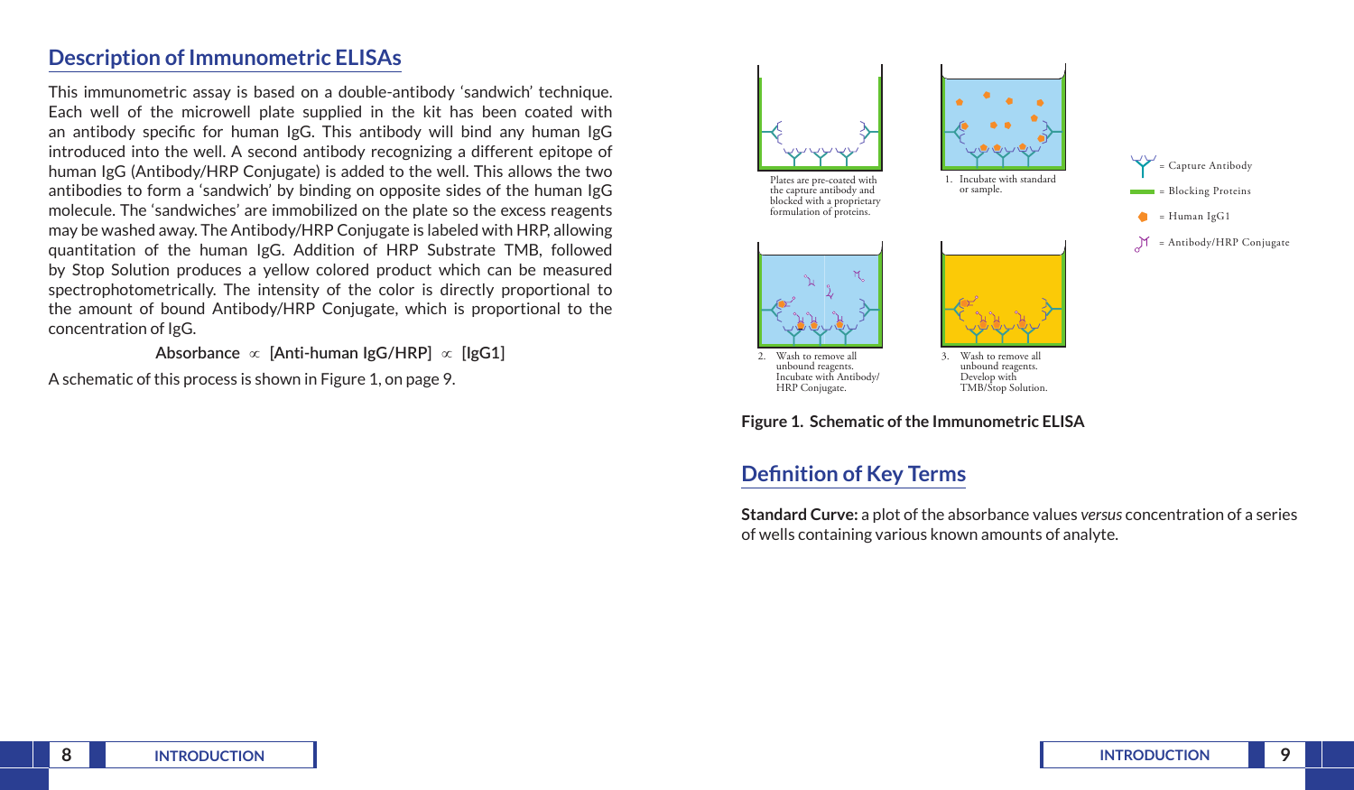## Description of Immunometric ELISAs

This immunometric assay is based on a double-antibody 'sandwich' technique. Each well of the microwell plate supplied in the kit has been coated with an antibody specific for human IgG. This antibody will bind any human IgG introduced into the well. A second antibody recognizing a different epitope of human IgG (Antibody/HRP Conjugate) is added to the well. This allows the two antibodies to form a 'sandwich' by binding on opposite sides of the human IgG molecule. The 'sandwiches' are immobilized on the plate so the excess reagents may be washed away. The Antibody/HRP Conjugate is labeled with HRP, allowing quantitation of the human IgG. Addition of HRP Substrate TMB, followed by Stop Solution produces a yellow colored product which can be measured spectrophotometrically. The intensity of the color is directly proportional to the amount of bound Antibody/HRP Conjugate, which is proportional to the concentration of IgG.

$$\text{Absorbance} \propto [\text{Anti-human IgG/HRP}] \propto [\text{IgG1}]$$

A schematic of this process is shown in Figure 1, on page 9.

Plates are pre-coated with the capture antibody and blocked with a proprietary formulation of proteins.

1. Incubate with standard or sample.
2. Wash to remove all unbound reagents. Incubate with Antibody/HRP Conjugate.
3. Wash to remove all unbound reagents. Develop with TMB/Stop Solution.

= Capture Antibody
= Blocking Proteins
= Human IgG1
= Antibody/HRP Conjugate

**Figure 1. Schematic of the Immunometric ELISA**

## Definition of Key Terms

**Standard Curve:** a plot of the absorbance values *versus* concentration of a series of wells containing various known amounts of analyte.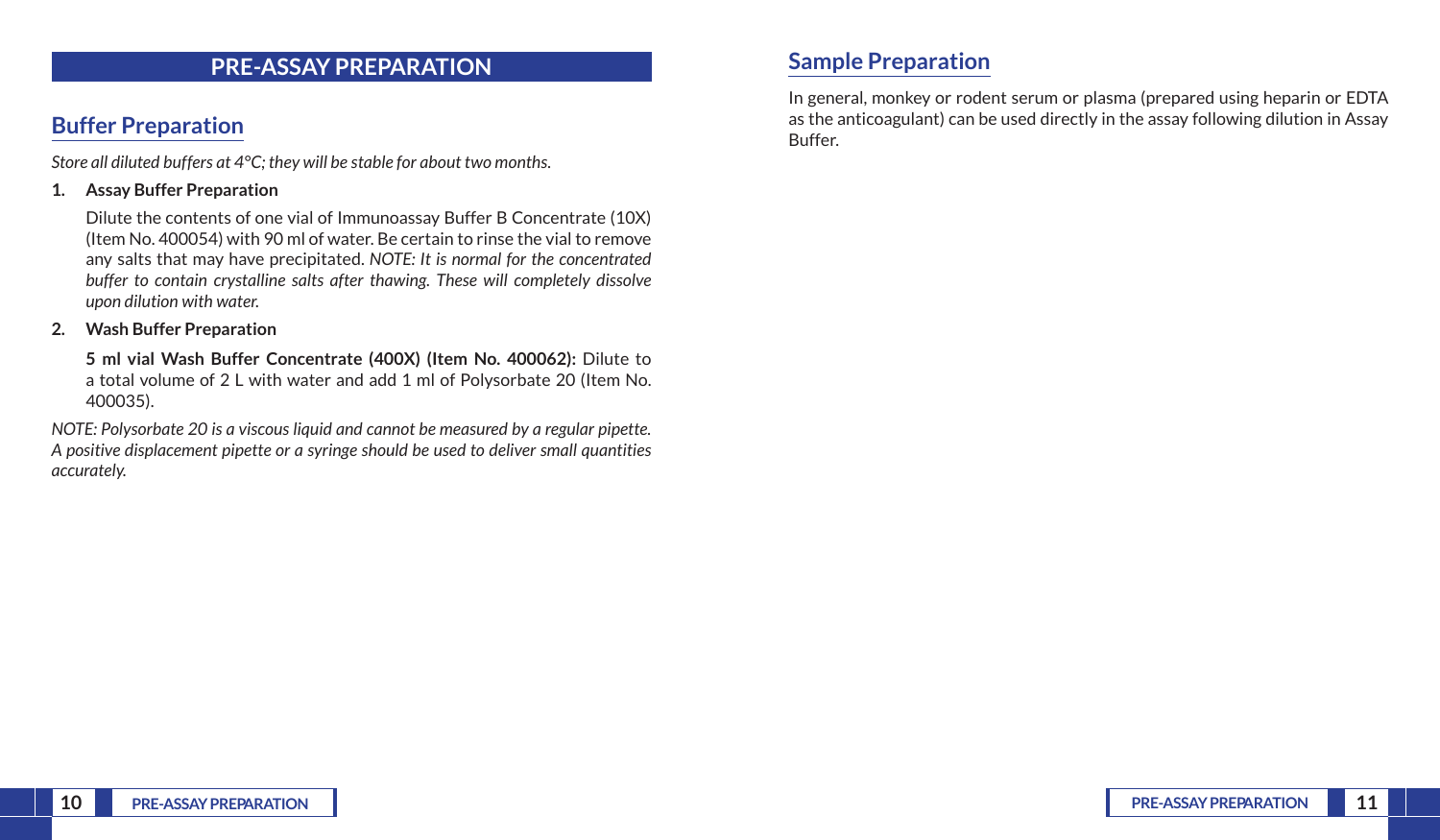# PRE-ASSAY PREPARATION

## Buffer Preparation

*Store all diluted buffers at 4°C; they will be stable for about two months.*

1. **Assay Buffer Preparation**

   Dilute the contents of one vial of Immunoassay Buffer B Concentrate (10X) (Item No. 400054) with 90 ml of water. Be certain to rinse the vial to remove any salts that may have precipitated. *NOTE: It is normal for the concentrated buffer to contain crystalline salts after thawing. These will completely dissolve upon dilution with water.*

2. **Wash Buffer Preparation**

   **5 ml vial Wash Buffer Concentrate (400X) (Item No. 400062):** Dilute to a total volume of 2 L with water and add 1 ml of Polysorbate 20 (Item No. 400035).

*NOTE: Polysorbate 20 is a viscous liquid and cannot be measured by a regular pipette. A positive displacement pipette or a syringe should be used to deliver small quantities accurately.*

## Sample Preparation

In general, monkey or rodent serum or plasma (prepared using heparin or EDTA as the anticoagulant) can be used directly in the assay following dilution in Assay Buffer.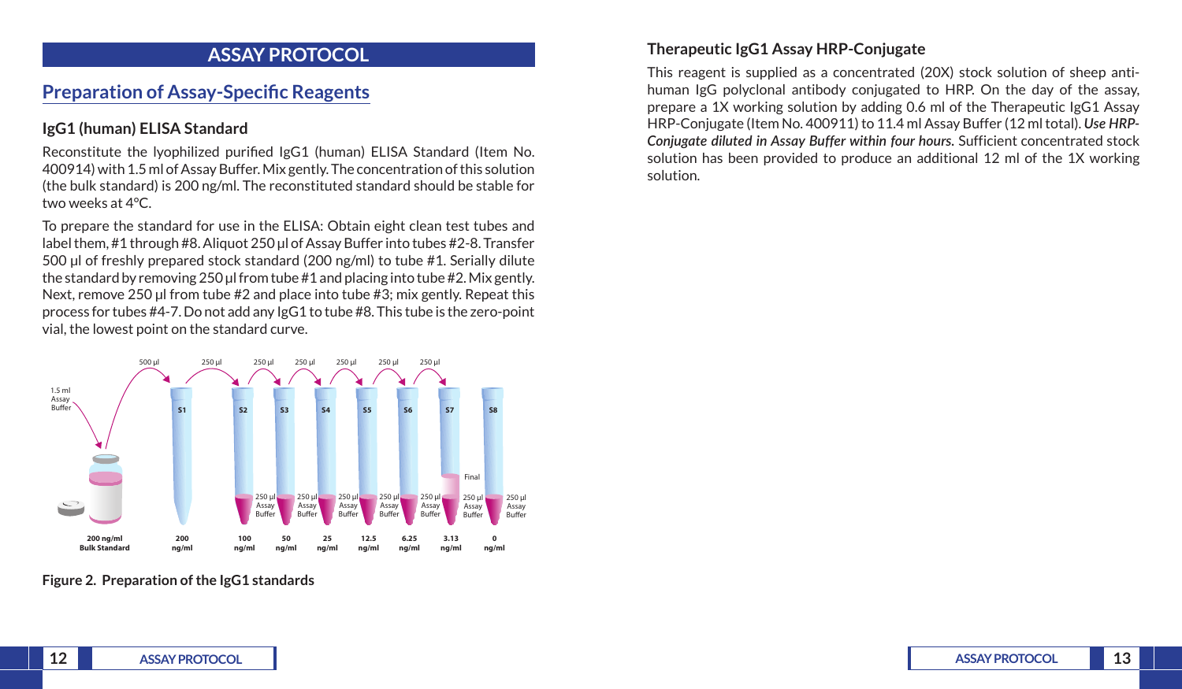## ASSAY PROTOCOL

### Preparation of Assay-Specific Reagents

#### IgG1 (human) ELISA Standard

Reconstitute the lyophilized purified IgG1 (human) ELISA Standard (Item No. 400914) with 1.5 ml of Assay Buffer. Mix gently. The concentration of this solution (the bulk standard) is 200 ng/ml. The reconstituted standard should be stable for two weeks at 4°C.

To prepare the standard for use in the ELISA: Obtain eight clean test tubes and label them, #1 through #8. Aliquot 250 µl of Assay Buffer into tubes #2-8. Transfer 500 µl of freshly prepared stock standard (200 ng/ml) to tube #1. Serially dilute the standard by removing 250 µl from tube #1 and placing into tube #2. Mix gently. Next, remove 250 µl from tube #2 and place into tube #3; mix gently. Repeat this process for tubes #4-7. Do not add any IgG1 to tube #8. This tube is the zero-point vial, the lowest point on the standard curve.

**Figure 2. Preparation of the IgG1 standards**

#### Therapeutic IgG1 Assay HRP-Conjugate

This reagent is supplied as a concentrated (20X) stock solution of sheep anti-human IgG polyclonal antibody conjugated to HRP. On the day of the assay, prepare a 1X working solution by adding 0.6 ml of the Therapeutic IgG1 Assay HRP-Conjugate (Item No. 400911) to 11.4 ml Assay Buffer (12 ml total). ***Use HRP-Conjugate diluted in Assay Buffer within four hours.*** Sufficient concentrated stock solution has been provided to produce an additional 12 ml of the 1X working solution.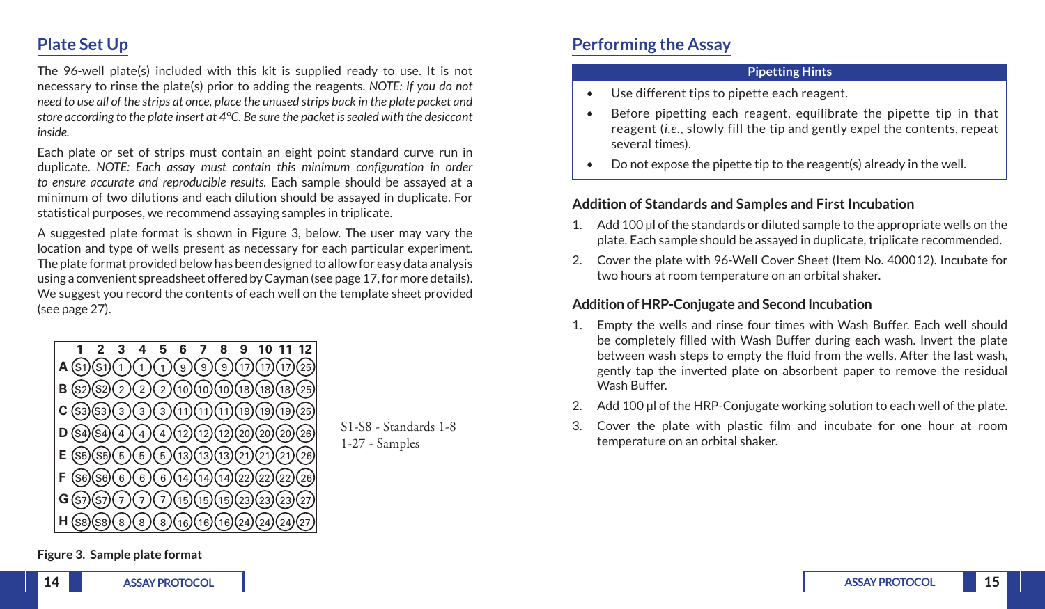## Plate Set Up

The 96-well plate(s) included with this kit is supplied ready to use. It is not necessary to rinse the plate(s) prior to adding the reagents. *NOTE: If you do not need to use all of the strips at once, place the unused strips back in the plate packet and store according to the plate insert at 4°C. Be sure the packet is sealed with the desiccant inside.*

Each plate or set of strips must contain an eight point standard curve run in duplicate. *NOTE: Each assay must contain this minimum configuration in order to ensure accurate and reproducible results.* Each sample should be assayed at a minimum of two dilutions and each dilution should be assayed in duplicate. For statistical purposes, we recommend assaying samples in triplicate.

A suggested plate format is shown in Figure 3, below. The user may vary the location and type of wells present as necessary for each particular experiment. The plate format provided below has been designed to allow for easy data analysis using a convenient spreadsheet offered by Cayman (see page 17, for more details). We suggest you record the contents of each well on the template sheet provided (see page 27).

| | 1 | 2 | 3 | 4 | 5 | 6 | 7 | 8 | 9 | 10 | 11 | 12 |
|---|---|---|---|---|---|---|---|---|---|---|---|---|
| A | S1 | S1 | 1 | 1 | 1 | 9 | 9 | 9 | 17 | 17 | 17 | 25 |
| B | S2 | S2 | 2 | 2 | 2 | 10 | 10 | 10 | 18 | 18 | 18 | 25 |
| C | S3 | S3 | 3 | 3 | 3 | 11 | 11 | 11 | 19 | 19 | 19 | 25 |
| D | S4 | S4 | 4 | 4 | 4 | 12 | 12 | 12 | 20 | 20 | 20 | 26 |
| E | S5 | S5 | 5 | 5 | 5 | 13 | 13 | 13 | 21 | 21 | 21 | 26 |
| F | S6 | S6 | 6 | 6 | 6 | 14 | 14 | 14 | 22 | 22 | 22 | 26 |
| G | S7 | S7 | 7 | 7 | 7 | 15 | 15 | 15 | 23 | 23 | 23 | 27 |
| H | S8 | S8 | 8 | 8 | 8 | 16 | 16 | 16 | 24 | 24 | 24 | 27 |

S1-S8 - Standards 1-8
1-27 - Samples

**Figure 3. Sample plate format**

## Performing the Assay

**Pipetting Hints**

- Use different tips to pipette each reagent.
- Before pipetting each reagent, equilibrate the pipette tip in that reagent (*i.e.*, slowly fill the tip and gently expel the contents, repeat several times).
- Do not expose the pipette tip to the reagent(s) already in the well.

### Addition of Standards and Samples and First Incubation

1. Add 100 µl of the standards or diluted sample to the appropriate wells on the plate. Each sample should be assayed in duplicate, triplicate recommended.
2. Cover the plate with 96-Well Cover Sheet (Item No. 400012). Incubate for two hours at room temperature on an orbital shaker.

### Addition of HRP-Conjugate and Second Incubation

1. Empty the wells and rinse four times with Wash Buffer. Each well should be completely filled with Wash Buffer during each wash. Invert the plate between wash steps to empty the fluid from the wells. After the last wash, gently tap the inverted plate on absorbent paper to remove the residual Wash Buffer.
2. Add 100 µl of the HRP-Conjugate working solution to each well of the plate.
3. Cover the plate with plastic film and incubate for one hour at room temperature on an orbital shaker.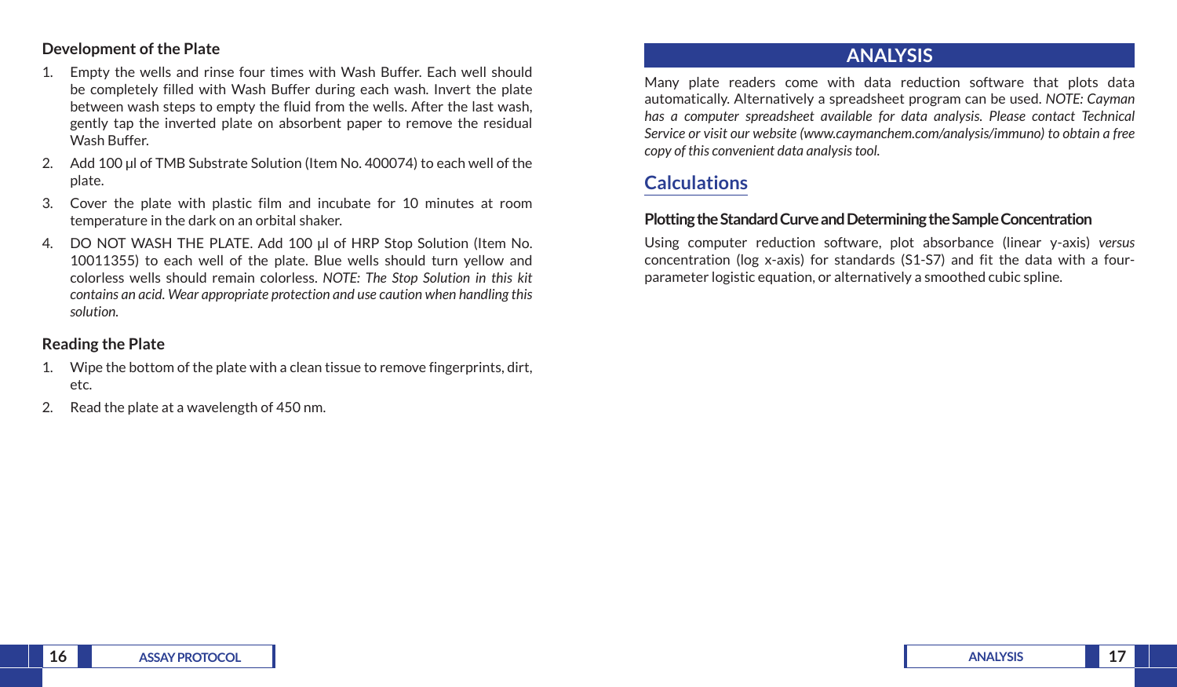### Development of the Plate

1. Empty the wells and rinse four times with Wash Buffer. Each well should be completely filled with Wash Buffer during each wash. Invert the plate between wash steps to empty the fluid from the wells. After the last wash, gently tap the inverted plate on absorbent paper to remove the residual Wash Buffer.
2. Add 100 µl of TMB Substrate Solution (Item No. 400074) to each well of the plate.
3. Cover the plate with plastic film and incubate for 10 minutes at room temperature in the dark on an orbital shaker.
4. DO NOT WASH THE PLATE. Add 100 µl of HRP Stop Solution (Item No. 10011355) to each well of the plate. Blue wells should turn yellow and colorless wells should remain colorless. *NOTE: The Stop Solution in this kit contains an acid. Wear appropriate protection and use caution when handling this solution.*

### Reading the Plate

1. Wipe the bottom of the plate with a clean tissue to remove fingerprints, dirt, etc.
2. Read the plate at a wavelength of 450 nm.

# ANALYSIS

Many plate readers come with data reduction software that plots data automatically. Alternatively a spreadsheet program can be used. *NOTE: Cayman has a computer spreadsheet available for data analysis. Please contact Technical Service or visit our website (www.caymanchem.com/analysis/immuno) to obtain a free copy of this convenient data analysis tool.*

## Calculations

### Plotting the Standard Curve and Determining the Sample Concentration

Using computer reduction software, plot absorbance (linear y-axis) *versus* concentration (log x-axis) for standards (S1-S7) and fit the data with a four-parameter logistic equation, or alternatively a smoothed cubic spline.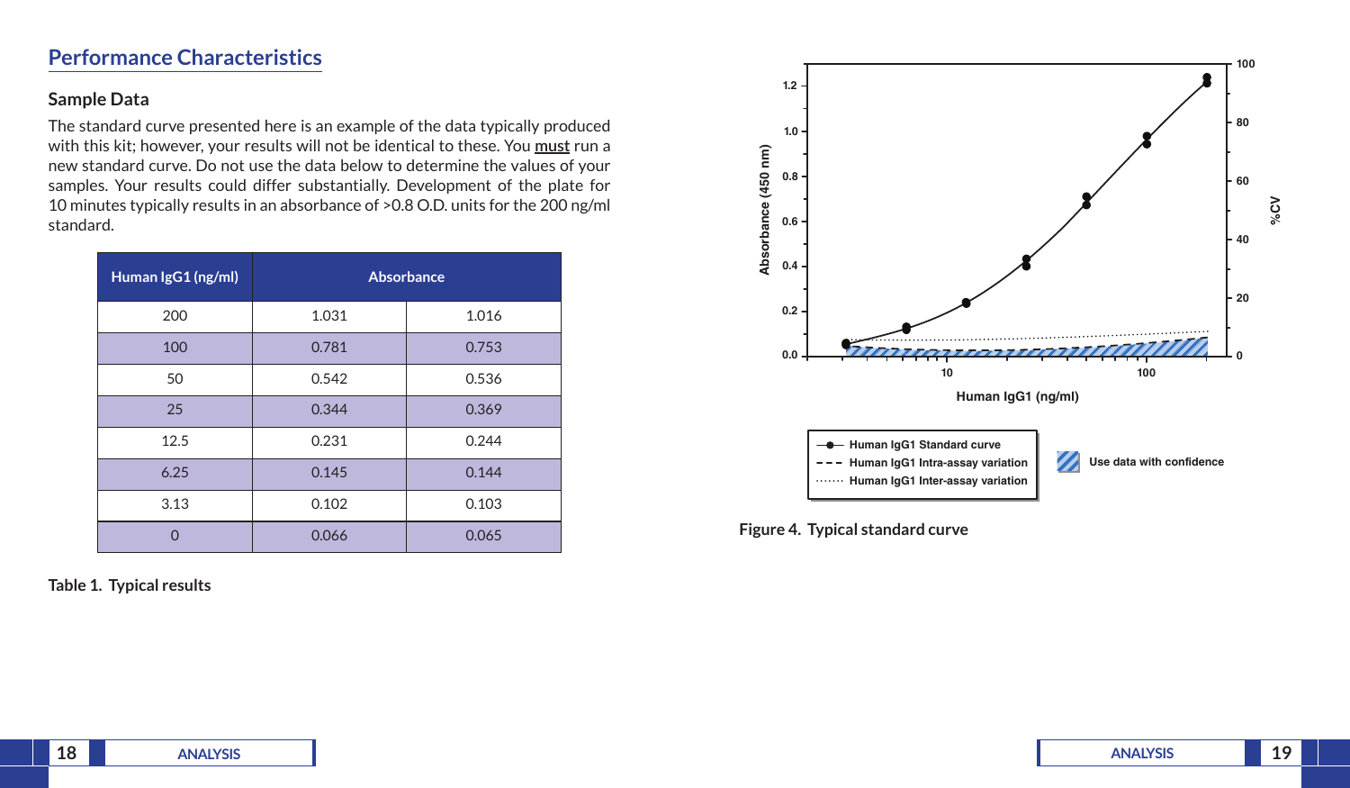## Performance Characteristics

### Sample Data

The standard curve presented here is an example of the data typically produced with this kit; however, your results will not be identical to these. You **must** run a new standard curve. Do not use the data below to determine the values of your samples. Your results could differ substantially. Development of the plate for 10 minutes typically results in an absorbance of >0.8 O.D. units for the 200 ng/ml standard.

| Human IgG1 (ng/ml) | Absorbance | |
|---|---|---|
| 200 | 1.031 | 1.016 |
| 100 | 0.781 | 0.753 |
| 50 | 0.542 | 0.536 |
| 25 | 0.344 | 0.369 |
| 12.5 | 0.231 | 0.244 |
| 6.25 | 0.145 | 0.144 |
| 3.13 | 0.102 | 0.103 |
| 0 | 0.066 | 0.065 |

**Table 1. Typical results**

**Figure 4. Typical standard curve**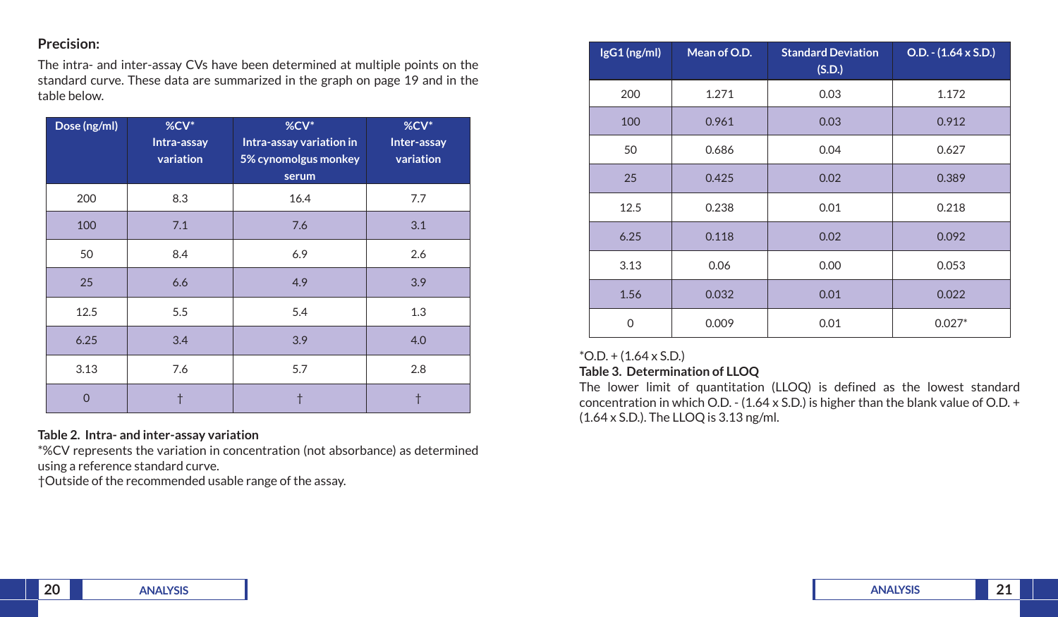### Precision:

The intra- and inter-assay CVs have been determined at multiple points on the standard curve. These data are summarized in the graph on page 19 and in the table below.

| Dose (ng/ml) | %CV* Intra-assay variation | %CV* Intra-assay variation in 5% cynomolgus monkey serum | %CV* Inter-assay variation |
|---|---|---|---|
| 200 | 8.3 | 16.4 | 7.7 |
| 100 | 7.1 | 7.6 | 3.1 |
| 50 | 8.4 | 6.9 | 2.6 |
| 25 | 6.6 | 4.9 | 3.9 |
| 12.5 | 5.5 | 5.4 | 1.3 |
| 6.25 | 3.4 | 3.9 | 4.0 |
| 3.13 | 7.6 | 5.7 | 2.8 |
| 0 | † | † | † |

**Table 2. Intra- and inter-assay variation**

*%CV represents the variation in concentration (not absorbance) as determined using a reference standard curve.

†Outside of the recommended usable range of the assay.

| IgG1 (ng/ml) | Mean of O.D. | Standard Deviation (S.D.) | O.D. - (1.64 x S.D.) |
|---|---|---|---|
| 200 | 1.271 | 0.03 | 1.172 |
| 100 | 0.961 | 0.03 | 0.912 |
| 50 | 0.686 | 0.04 | 0.627 |
| 25 | 0.425 | 0.02 | 0.389 |
| 12.5 | 0.238 | 0.01 | 0.218 |
| 6.25 | 0.118 | 0.02 | 0.092 |
| 3.13 | 0.06 | 0.00 | 0.053 |
| 1.56 | 0.032 | 0.01 | 0.022 |
| 0 | 0.009 | 0.01 | 0.027* |

*O.D. + (1.64 x S.D.)

**Table 3. Determination of LLOQ**

The lower limit of quantitation (LLOQ) is defined as the lowest standard concentration in which O.D. - (1.64 x S.D.) is higher than the blank value of O.D. + (1.64 x S.D.). The LLOQ is 3.13 ng/ml.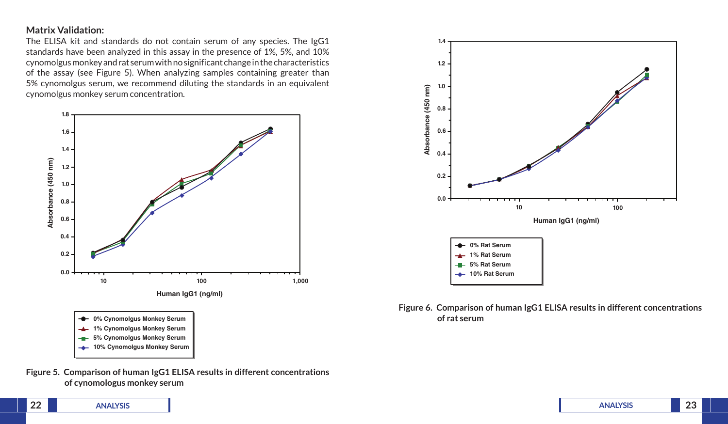**Matrix Validation:**

The ELISA kit and standards do not contain serum of any species. The IgG1 standards have been analyzed in this assay in the presence of 1%, 5%, and 10% cynomolgus monkey and rat serum with no significant change in the characteristics of the assay (see Figure 5). When analyzing samples containing greater than 5% cynomolgus serum, we recommend diluting the standards in an equivalent cynomolgus monkey serum concentration.

**Figure 5. Comparison of human IgG1 ELISA results in different concentrations of cynomologus monkey serum**

**Figure 6. Comparison of human IgG1 ELISA results in different concentrations of rat serum**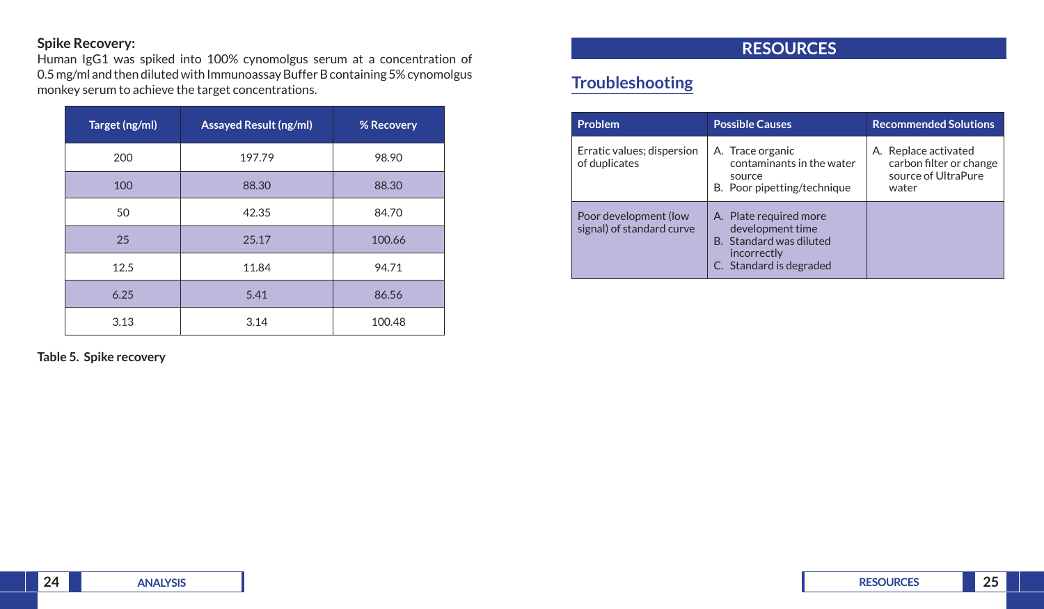**Spike Recovery:**

Human IgG1 was spiked into 100% cynomolgus serum at a concentration of 0.5 mg/ml and then diluted with Immunoassay Buffer B containing 5% cynomolgus monkey serum to achieve the target concentrations.

| Target (ng/ml) | Assayed Result (ng/ml) | % Recovery |
|---|---|---|
| 200 | 197.79 | 98.90 |
| 100 | 88.30 | 88.30 |
| 50 | 42.35 | 84.70 |
| 25 | 25.17 | 100.66 |
| 12.5 | 11.84 | 94.71 |
| 6.25 | 5.41 | 86.56 |
| 3.13 | 3.14 | 100.48 |

**Table 5. Spike recovery**

# RESOURCES

## Troubleshooting

| Problem | Possible Causes | Recommended Solutions |
|---|---|---|
| Erratic values; dispersion of duplicates | A. Trace organic contaminants in the water source<br>B. Poor pipetting/technique | A. Replace activated carbon filter or change source of UltraPure water |
| Poor development (low signal) of standard curve | A. Plate required more development time<br>B. Standard was diluted incorrectly<br>C. Standard is degraded | |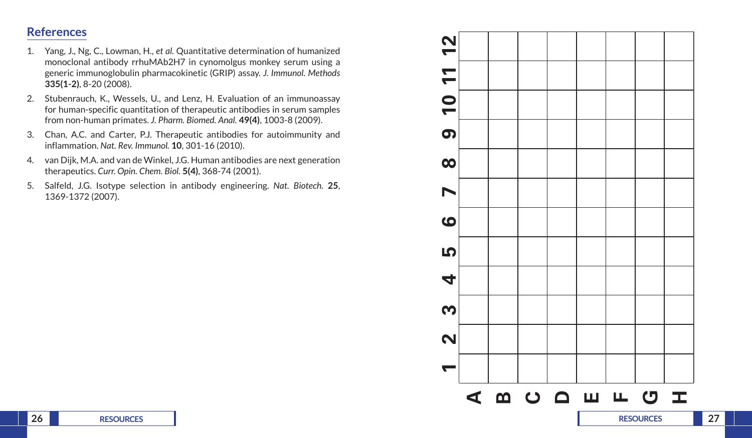## References

1. Yang, J., Ng, C., Lowman, H., *et al.* Quantitative determination of humanized monoclonal antibody rrhuMAb2H7 in cynomolgus monkey serum using a generic immunoglobulin pharmacokinetic (GRIP) assay. *J. Immunol. Methods* **335(1-2)**, 8-20 (2008).
2. Stubenrauch, K., Wessels, U., and Lenz, H. Evaluation of an immunoassay for human-specific quantitation of therapeutic antibodies in serum samples from non-human primates. *J. Pharm. Biomed. Anal.* **49(4)**, 1003-8 (2009).
3. Chan, A.C. and Carter, P.J. Therapeutic antibodies for autoimmunity and inflammation. *Nat. Rev. Immunol.* **10**, 301-16 (2010).
4. van Dijk, M.A. and van de Winkel, J.G. Human antibodies are next generation therapeutics. *Curr. Opin. Chem. Biol.* **5(4)**, 368-74 (2001).
5. Salfeld, J.G. Isotype selection in antibody engineering. *Nat. Biotech.* **25**, 1369-1372 (2007).

| | 1 | 2 | 3 | 4 | 5 | 6 | 7 | 8 | 9 | 10 | 11 | 12 |
|---|---|---|---|---|---|---|---|---|---|---|---|---|
| A | | | | | | | | | | | | |
| B | | | | | | | | | | | | |
| C | | | | | | | | | | | | |
| D | | | | | | | | | | | | |
| E | | | | | | | | | | | | |
| F | | | | | | | | | | | | |
| G | | | | | | | | | | | | |
| H | | | | | | | | | | | | |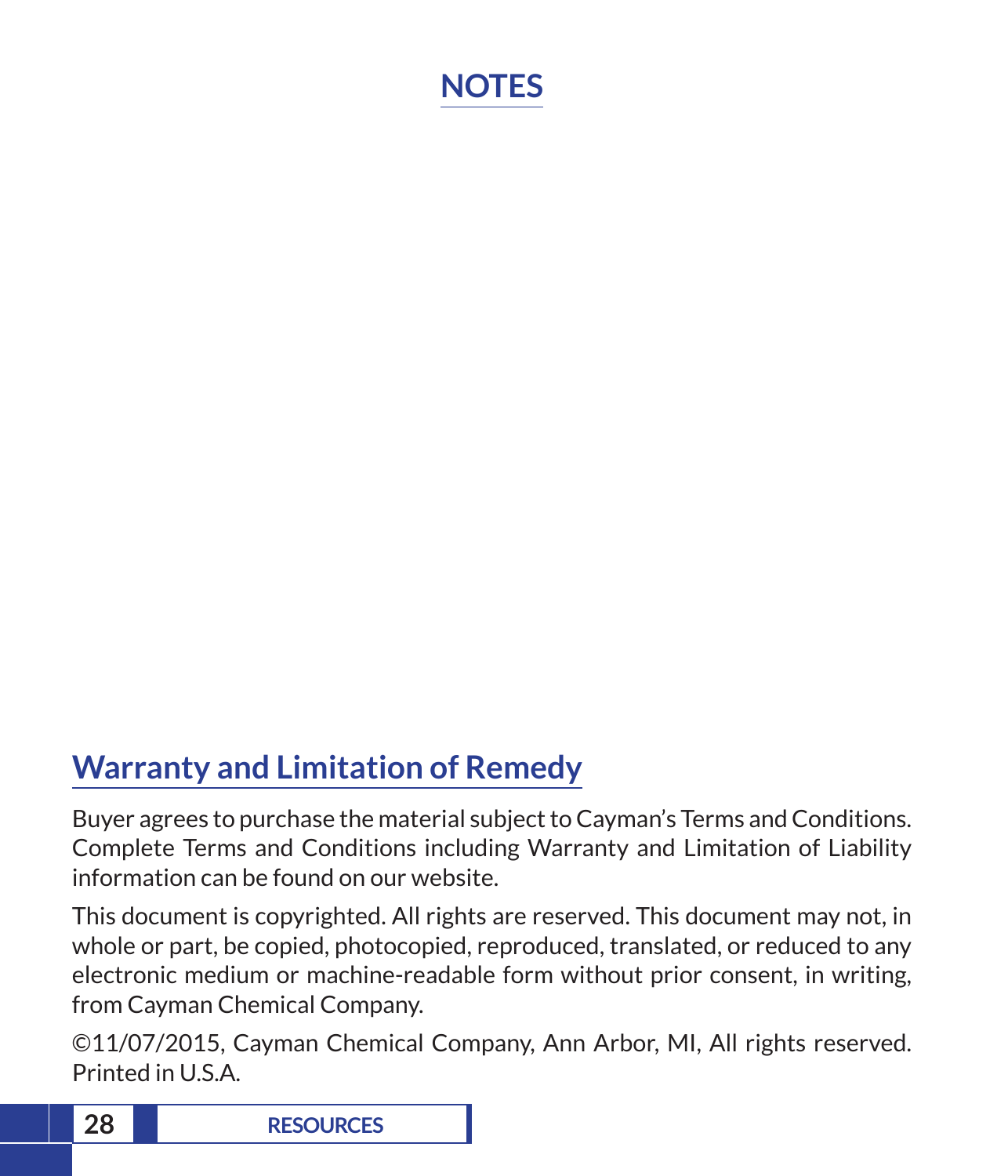# NOTES

## Warranty and Limitation of Remedy

Buyer agrees to purchase the material subject to Cayman's Terms and Conditions. Complete Terms and Conditions including Warranty and Limitation of Liability information can be found on our website.

This document is copyrighted. All rights are reserved. This document may not, in whole or part, be copied, photocopied, reproduced, translated, or reduced to any electronic medium or machine-readable form without prior consent, in writing, from Cayman Chemical Company.

©11/07/2015, Cayman Chemical Company, Ann Arbor, MI, All rights reserved. Printed in U.S.A.